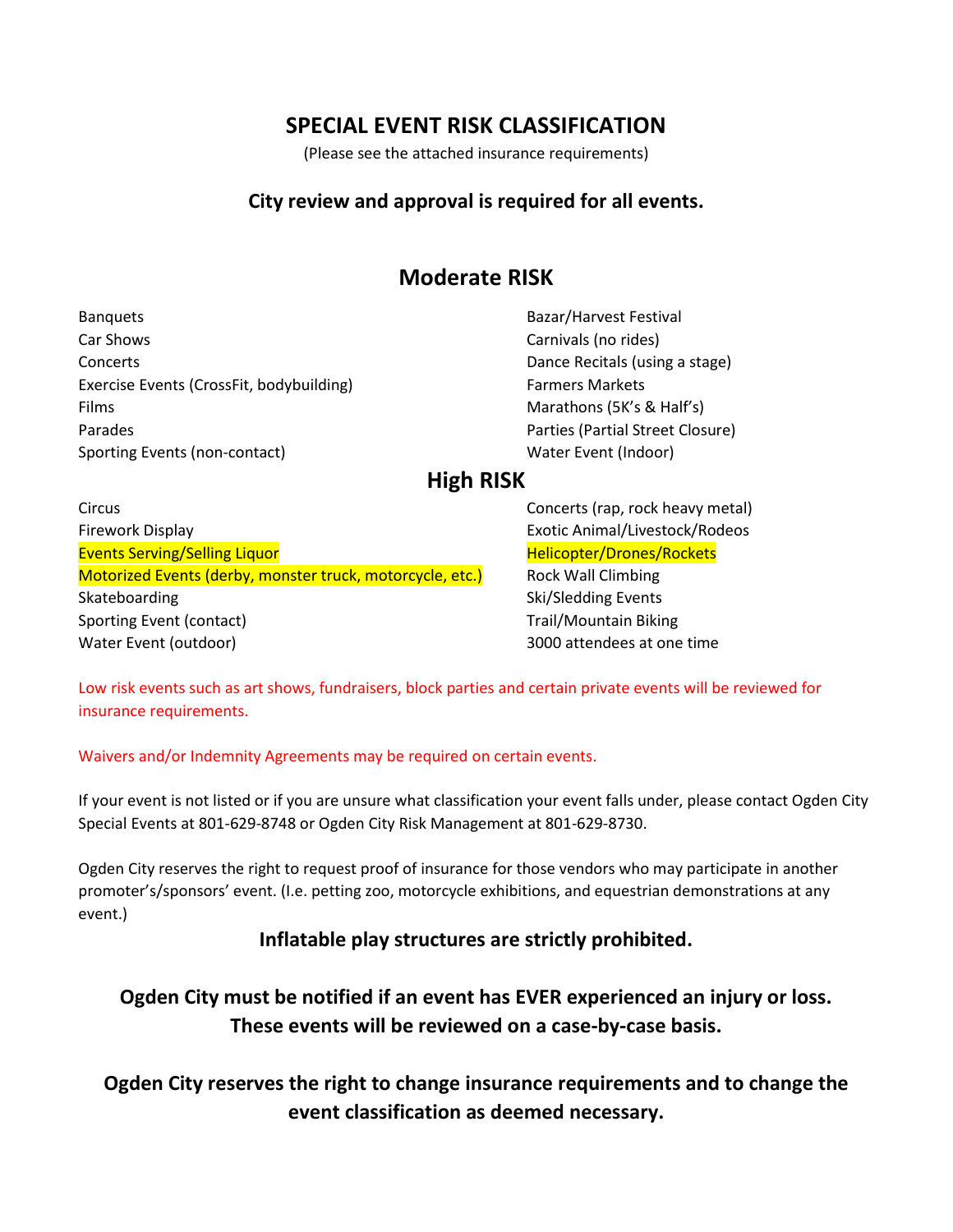# SPECIAL EVENT RISK CLASSIFICATION

(Please see the attached insurance requirements)

**City review and approval is required for all events.**

## Moderate RISK

- Banquets
- Bazar/Harvest Festival
- Car Shows
- Carnivals (no rides)
- Concerts
- Dance Recitals (using a stage)
- Exercise Events (CrossFit, bodybuilding)
- Farmers Markets
- Films
- Marathons (5K's & Half's)
- Parades
- Parties (Partial Street Closure)
- Sporting Events (non-contact)
- Water Event (Indoor)

## High RISK

- Circus
- Concerts (rap, rock heavy metal)
- Firework Display
- Exotic Animal/Livestock/Rodeos
- Events Serving/Selling Liquor
- Helicopter/Drones/Rockets
- Motorized Events (derby, monster truck, motorcycle, etc.)
- Rock Wall Climbing
- Skateboarding
- Ski/Sledding Events
- Sporting Event (contact)
- Trail/Mountain Biking
- Water Event (outdoor)
- 3000 attendees at one time

Low risk events such as art shows, fundraisers, block parties and certain private events will be reviewed for insurance requirements.

Waivers and/or Indemnity Agreements may be required on certain events.

If your event is not listed or if you are unsure what classification your event falls under, please contact Ogden City Special Events at 801-629-8748 or Ogden City Risk Management at 801-629-8730.

Ogden City reserves the right to request proof of insurance for those vendors who may participate in another promoter's/sponsors' event. (I.e. petting zoo, motorcycle exhibitions, and equestrian demonstrations at any event.)

**Inflatable play structures are strictly prohibited.**

**Ogden City must be notified if an event has EVER experienced an injury or loss. These events will be reviewed on a case-by-case basis.**

**Ogden City reserves the right to change insurance requirements and to change the event classification as deemed necessary.**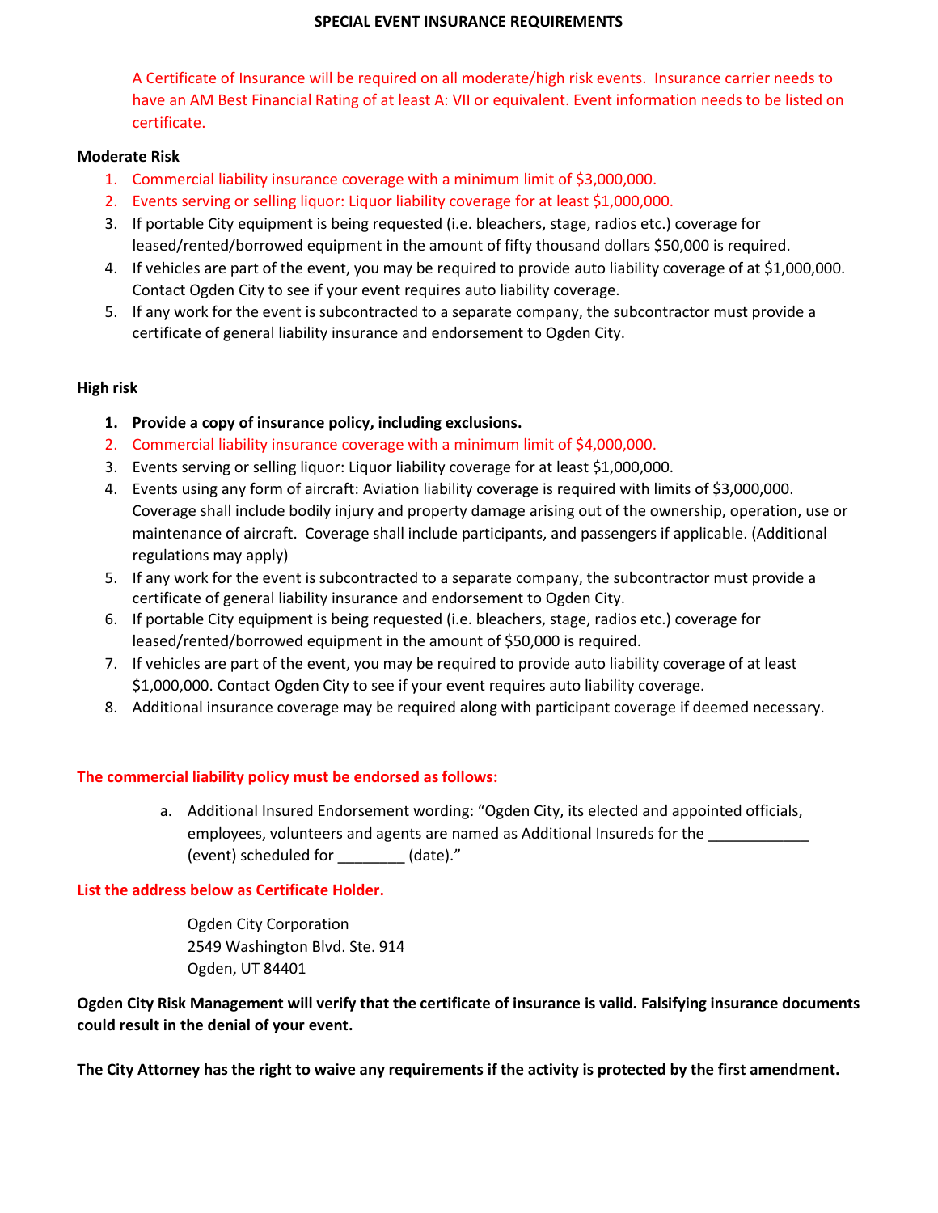# SPECIAL EVENT INSURANCE REQUIREMENTS

A Certificate of Insurance will be required on all moderate/high risk events. Insurance carrier needs to have an AM Best Financial Rating of at least A: VII or equivalent. Event information needs to be listed on certificate.

**Moderate Risk**

1. Commercial liability insurance coverage with a minimum limit of $3,000,000.
2. Events serving or selling liquor: Liquor liability coverage for at least $1,000,000.
3. If portable City equipment is being requested (i.e. bleachers, stage, radios etc.) coverage for leased/rented/borrowed equipment in the amount of fifty thousand dollars $50,000 is required.
4. If vehicles are part of the event, you may be required to provide auto liability coverage of at $1,000,000. Contact Ogden City to see if your event requires auto liability coverage.
5. If any work for the event is subcontracted to a separate company, the subcontractor must provide a certificate of general liability insurance and endorsement to Ogden City.

**High risk**

1. **Provide a copy of insurance policy, including exclusions.**
2. Commercial liability insurance coverage with a minimum limit of $4,000,000.
3. Events serving or selling liquor: Liquor liability coverage for at least $1,000,000.
4. Events using any form of aircraft: Aviation liability coverage is required with limits of $3,000,000. Coverage shall include bodily injury and property damage arising out of the ownership, operation, use or maintenance of aircraft. Coverage shall include participants, and passengers if applicable. (Additional regulations may apply)
5. If any work for the event is subcontracted to a separate company, the subcontractor must provide a certificate of general liability insurance and endorsement to Ogden City.
6. If portable City equipment is being requested (i.e. bleachers, stage, radios etc.) coverage for leased/rented/borrowed equipment in the amount of $50,000 is required.
7. If vehicles are part of the event, you may be required to provide auto liability coverage of at least $1,000,000. Contact Ogden City to see if your event requires auto liability coverage.
8. Additional insurance coverage may be required along with participant coverage if deemed necessary.

**The commercial liability policy must be endorsed as follows:**

a. Additional Insured Endorsement wording: "Ogden City, its elected and appointed officials, employees, volunteers and agents are named as Additional Insureds for the ____________ (event) scheduled for ________ (date)."

**List the address below as Certificate Holder.**

Ogden City Corporation
2549 Washington Blvd. Ste. 914
Ogden, UT 84401

**Ogden City Risk Management will verify that the certificate of insurance is valid. Falsifying insurance documents could result in the denial of your event.**

**The City Attorney has the right to waive any requirements if the activity is protected by the first amendment.**